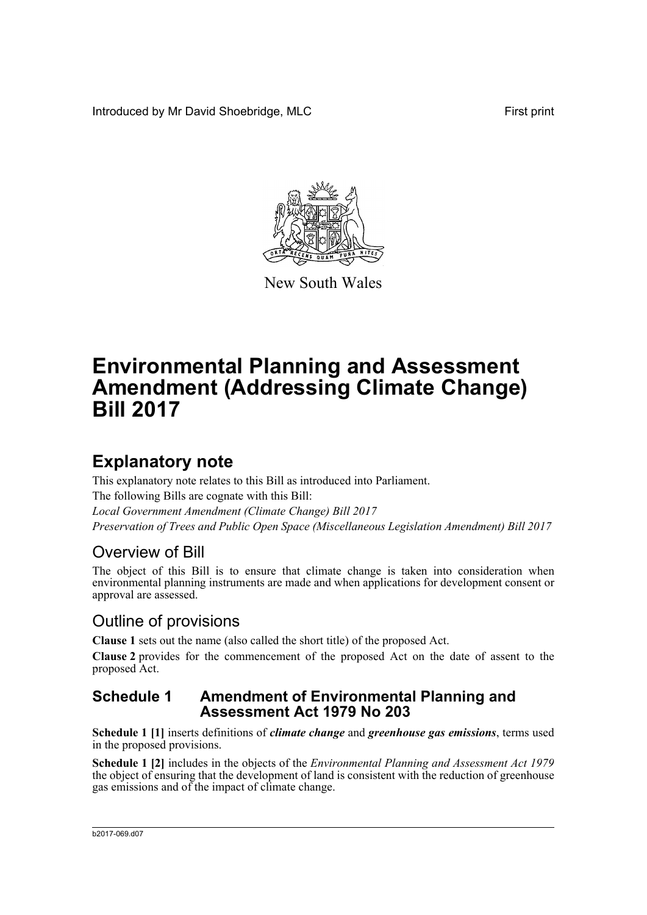Introduced by Mr David Shoebridge, MLC

First print

New South Wales

# Environmental Planning and Assessment Amendment (Addressing Climate Change) Bill 2017

## Explanatory note

This explanatory note relates to this Bill as introduced into Parliament.

The following Bills are cognate with this Bill:

*Local Government Amendment (Climate Change) Bill 2017*

*Preservation of Trees and Public Open Space (Miscellaneous Legislation Amendment) Bill 2017*

### Overview of Bill

The object of this Bill is to ensure that climate change is taken into consideration when environmental planning instruments are made and when applications for development consent or approval are assessed.

### Outline of provisions

**Clause 1** sets out the name (also called the short title) of the proposed Act.

**Clause 2** provides for the commencement of the proposed Act on the date of assent to the proposed Act.

#### Schedule 1 Amendment of Environmental Planning and Assessment Act 1979 No 203

**Schedule 1 [1]** inserts definitions of ***climate change*** and ***greenhouse gas emissions***, terms used in the proposed provisions.

**Schedule 1 [2]** includes in the objects of the *Environmental Planning and Assessment Act 1979* the object of ensuring that the development of land is consistent with the reduction of greenhouse gas emissions and of the impact of climate change.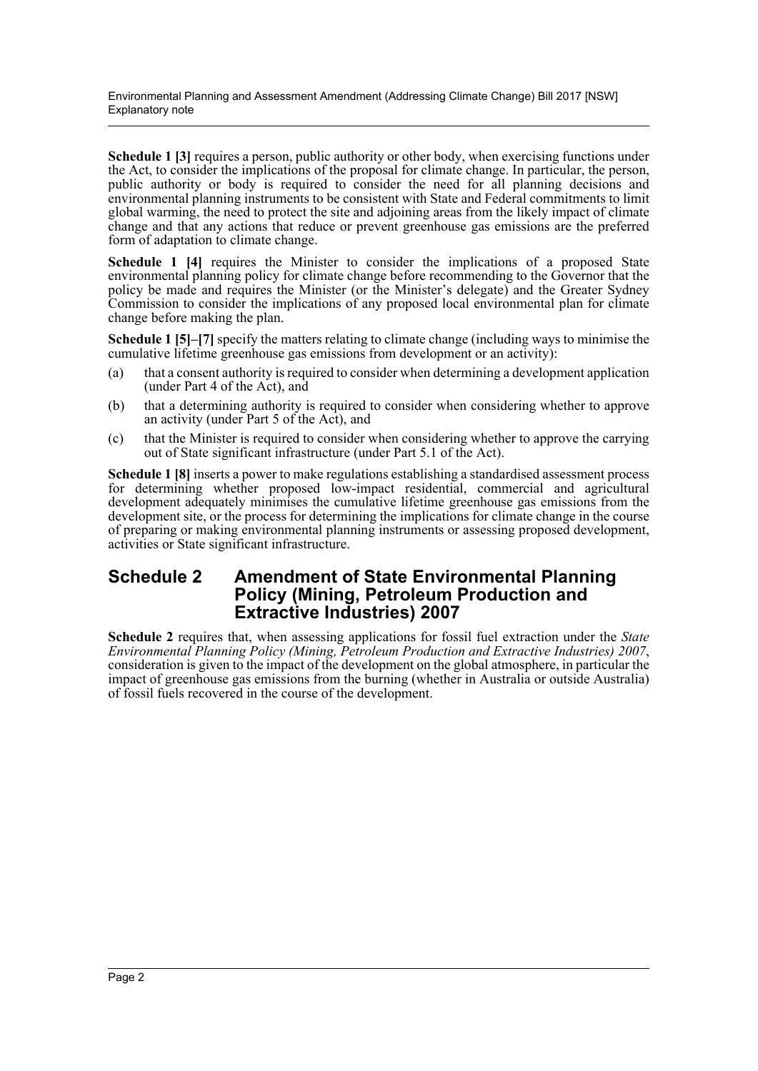**Schedule 1 [3]** requires a person, public authority or other body, when exercising functions under the Act, to consider the implications of the proposal for climate change. In particular, the person, public authority or body is required to consider the need for all planning decisions and environmental planning instruments to be consistent with State and Federal commitments to limit global warming, the need to protect the site and adjoining areas from the likely impact of climate change and that any actions that reduce or prevent greenhouse gas emissions are the preferred form of adaptation to climate change.

**Schedule 1 [4]** requires the Minister to consider the implications of a proposed State environmental planning policy for climate change before recommending to the Governor that the policy be made and requires the Minister (or the Minister's delegate) and the Greater Sydney Commission to consider the implications of any proposed local environmental plan for climate change before making the plan.

**Schedule 1 [5]–[7]** specify the matters relating to climate change (including ways to minimise the cumulative lifetime greenhouse gas emissions from development or an activity):

(a) that a consent authority is required to consider when determining a development application (under Part 4 of the Act), and

(b) that a determining authority is required to consider when considering whether to approve an activity (under Part 5 of the Act), and

(c) that the Minister is required to consider when considering whether to approve the carrying out of State significant infrastructure (under Part 5.1 of the Act).

**Schedule 1 [8]** inserts a power to make regulations establishing a standardised assessment process for determining whether proposed low-impact residential, commercial and agricultural development adequately minimises the cumulative lifetime greenhouse gas emissions from the development site, or the process for determining the implications for climate change in the course of preparing or making environmental planning instruments or assessing proposed development, activities or State significant infrastructure.

## Schedule 2 Amendment of State Environmental Planning Policy (Mining, Petroleum Production and Extractive Industries) 2007

**Schedule 2** requires that, when assessing applications for fossil fuel extraction under the *State Environmental Planning Policy (Mining, Petroleum Production and Extractive Industries) 2007*, consideration is given to the impact of the development on the global atmosphere, in particular the impact of greenhouse gas emissions from the burning (whether in Australia or outside Australia) of fossil fuels recovered in the course of the development.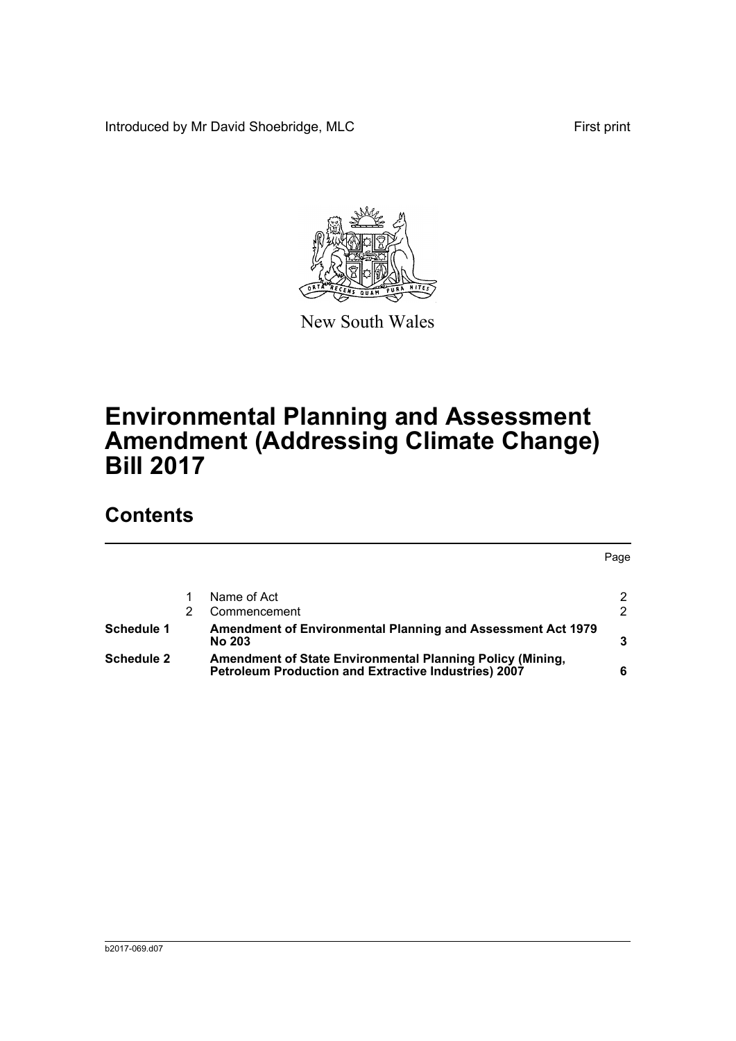Introduced by Mr David Shoebridge, MLC First print

New South Wales

# Environmental Planning and Assessment Amendment (Addressing Climate Change) Bill 2017

## Contents

| | | | Page |
|---|---|---|---|
| | 1 | Name of Act | 2 |
| | 2 | Commencement | 2 |
| **Schedule 1** | | **Amendment of Environmental Planning and Assessment Act 1979 No 203** | **3** |
| **Schedule 2** | | **Amendment of State Environmental Planning Policy (Mining, Petroleum Production and Extractive Industries) 2007** | **6** |

b2017-069.d07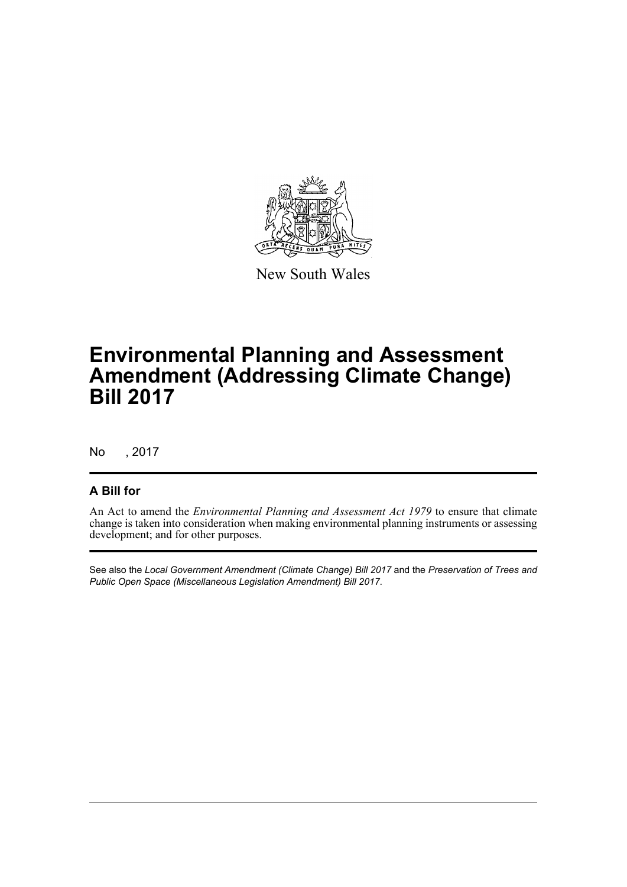New South Wales

# Environmental Planning and Assessment Amendment (Addressing Climate Change) Bill 2017

No , 2017

## A Bill for

An Act to amend the *Environmental Planning and Assessment Act 1979* to ensure that climate change is taken into consideration when making environmental planning instruments or assessing development; and for other purposes.

See also the *Local Government Amendment (Climate Change) Bill 2017* and the *Preservation of Trees and Public Open Space (Miscellaneous Legislation Amendment) Bill 2017*.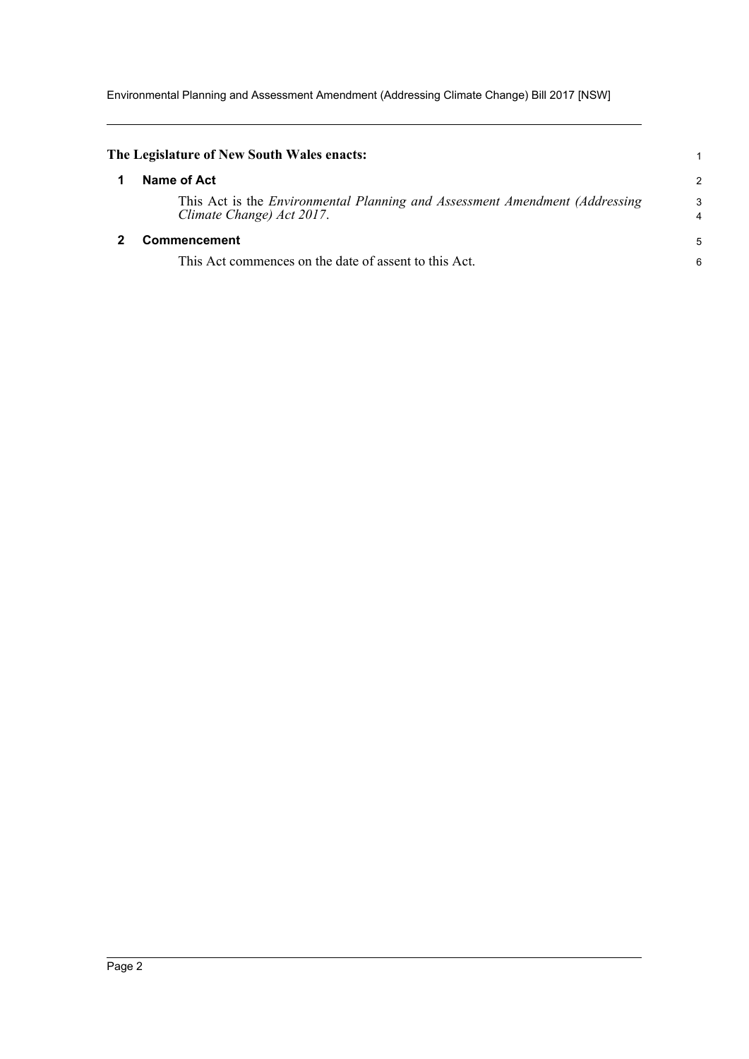**The Legislature of New South Wales enacts:**

## 1 Name of Act

This Act is the *Environmental Planning and Assessment Amendment (Addressing Climate Change) Act 2017*.

## 2 Commencement

This Act commences on the date of assent to this Act.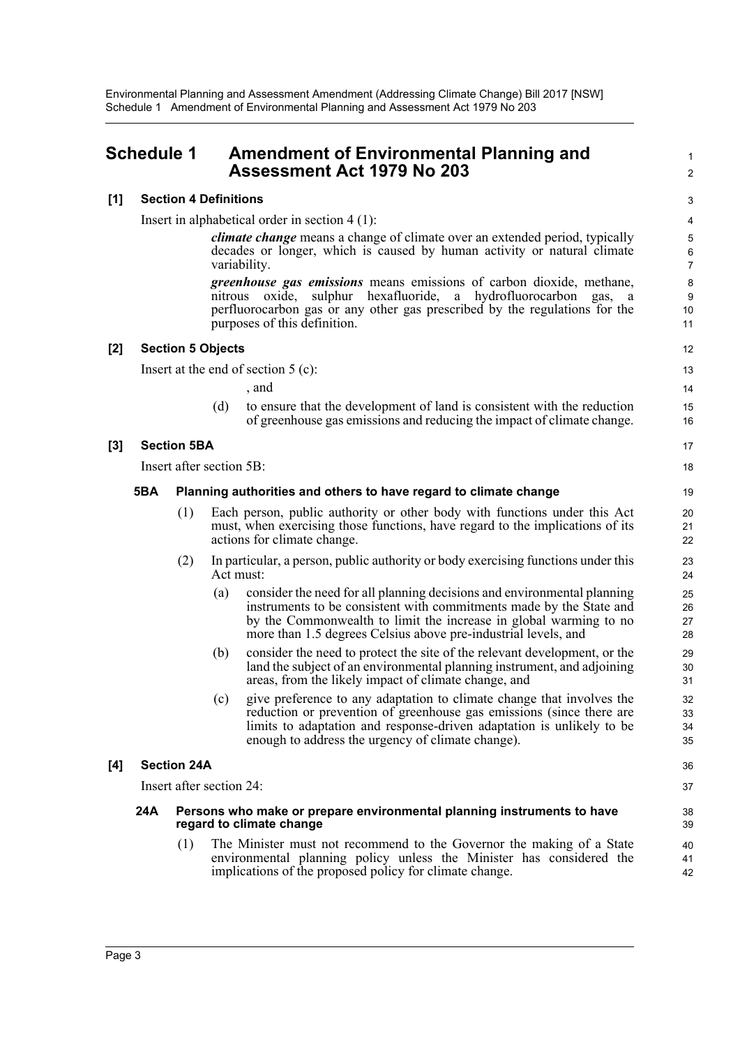# Schedule 1 Amendment of Environmental Planning and Assessment Act 1979 No 203

**[1] Section 4 Definitions**

Insert in alphabetical order in section 4 (1):

> ***climate change*** means a change of climate over an extended period, typically decades or longer, which is caused by human activity or natural climate variability.
>
> ***greenhouse gas emissions*** means emissions of carbon dioxide, methane, nitrous oxide, sulphur hexafluoride, a hydrofluorocarbon gas, a perfluorocarbon gas or any other gas prescribed by the regulations for the purposes of this definition.

**[2] Section 5 Objects**

Insert at the end of section 5 (c):

> , and
>
> (d) to ensure that the development of land is consistent with the reduction of greenhouse gas emissions and reducing the impact of climate change.

**[3] Section 5BA**

Insert after section 5B:

**5BA Planning authorities and others to have regard to climate change**

(1) Each person, public authority or other body with functions under this Act must, when exercising those functions, have regard to the implications of its actions for climate change.

(2) In particular, a person, public authority or body exercising functions under this Act must:

- (a) consider the need for all planning decisions and environmental planning instruments to be consistent with commitments made by the State and by the Commonwealth to limit the increase in global warming to no more than 1.5 degrees Celsius above pre-industrial levels, and
- (b) consider the need to protect the site of the relevant development, or the land the subject of an environmental planning instrument, and adjoining areas, from the likely impact of climate change, and
- (c) give preference to any adaptation to climate change that involves the reduction or prevention of greenhouse gas emissions (since there are limits to adaptation and response-driven adaptation is unlikely to be enough to address the urgency of climate change).

**[4] Section 24A**

Insert after section 24:

**24A Persons who make or prepare environmental planning instruments to have regard to climate change**

(1) The Minister must not recommend to the Governor the making of a State environmental planning policy unless the Minister has considered the implications of the proposed policy for climate change.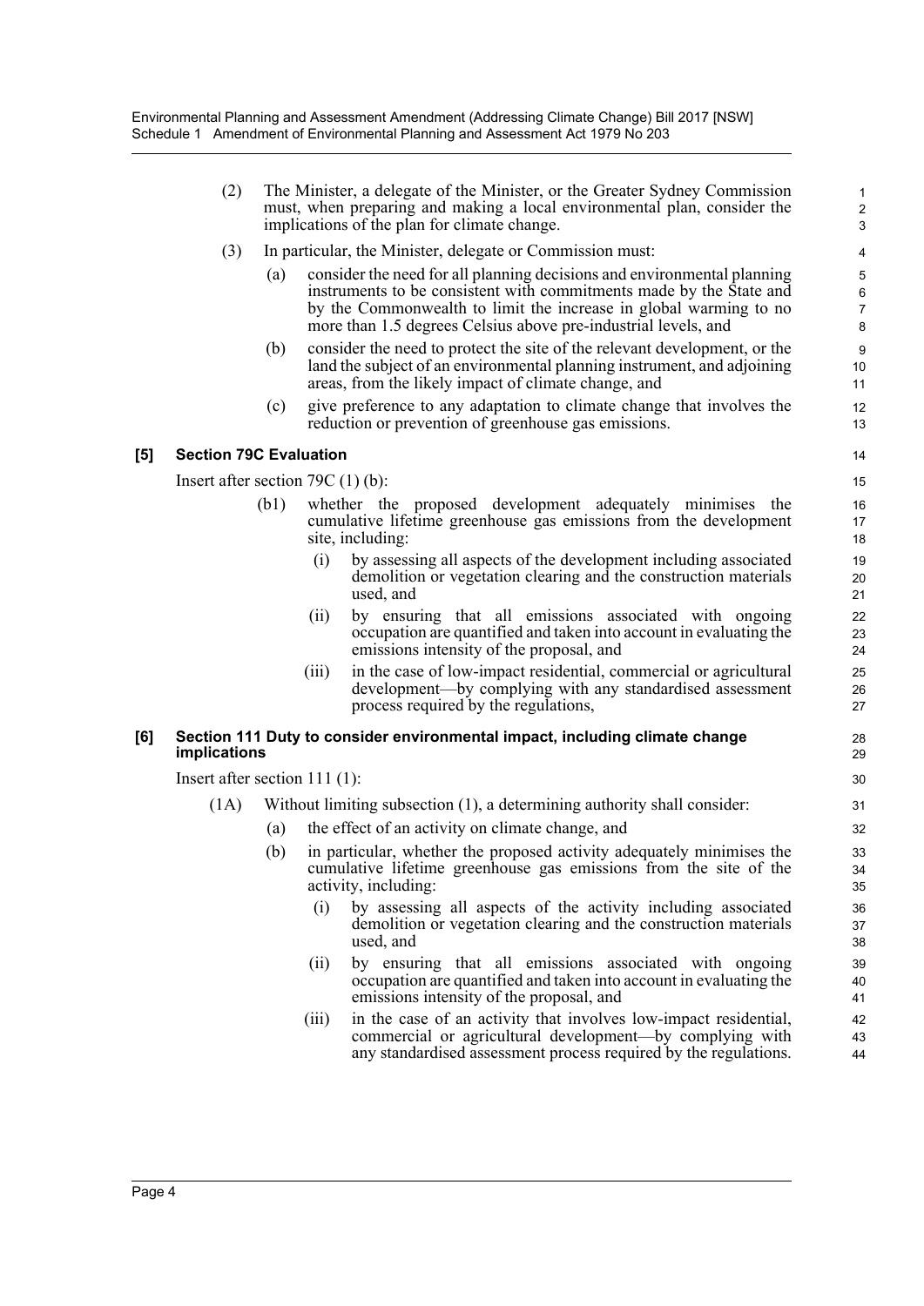(2) The Minister, a delegate of the Minister, or the Greater Sydney Commission must, when preparing and making a local environmental plan, consider the implications of the plan for climate change.

(3) In particular, the Minister, delegate or Commission must:

- (a) consider the need for all planning decisions and environmental planning instruments to be consistent with commitments made by the State and by the Commonwealth to limit the increase in global warming to no more than 1.5 degrees Celsius above pre-industrial levels, and
- (b) consider the need to protect the site of the relevant development, or the land the subject of an environmental planning instrument, and adjoining areas, from the likely impact of climate change, and
- (c) give preference to any adaptation to climate change that involves the reduction or prevention of greenhouse gas emissions.

**[5] Section 79C Evaluation**

Insert after section 79C (1) (b):

- (b1) whether the proposed development adequately minimises the cumulative lifetime greenhouse gas emissions from the development site, including:
  - (i) by assessing all aspects of the development including associated demolition or vegetation clearing and the construction materials used, and
  - (ii) by ensuring that all emissions associated with ongoing occupation are quantified and taken into account in evaluating the emissions intensity of the proposal, and
  - (iii) in the case of low-impact residential, commercial or agricultural development—by complying with any standardised assessment process required by the regulations,

**[6] Section 111 Duty to consider environmental impact, including climate change implications**

Insert after section 111 (1):

(1A) Without limiting subsection (1), a determining authority shall consider:

- (a) the effect of an activity on climate change, and
- (b) in particular, whether the proposed activity adequately minimises the cumulative lifetime greenhouse gas emissions from the site of the activity, including:
  - (i) by assessing all aspects of the activity including associated demolition or vegetation clearing and the construction materials used, and
  - (ii) by ensuring that all emissions associated with ongoing occupation are quantified and taken into account in evaluating the emissions intensity of the proposal, and
  - (iii) in the case of an activity that involves low-impact residential, commercial or agricultural development—by complying with any standardised assessment process required by the regulations.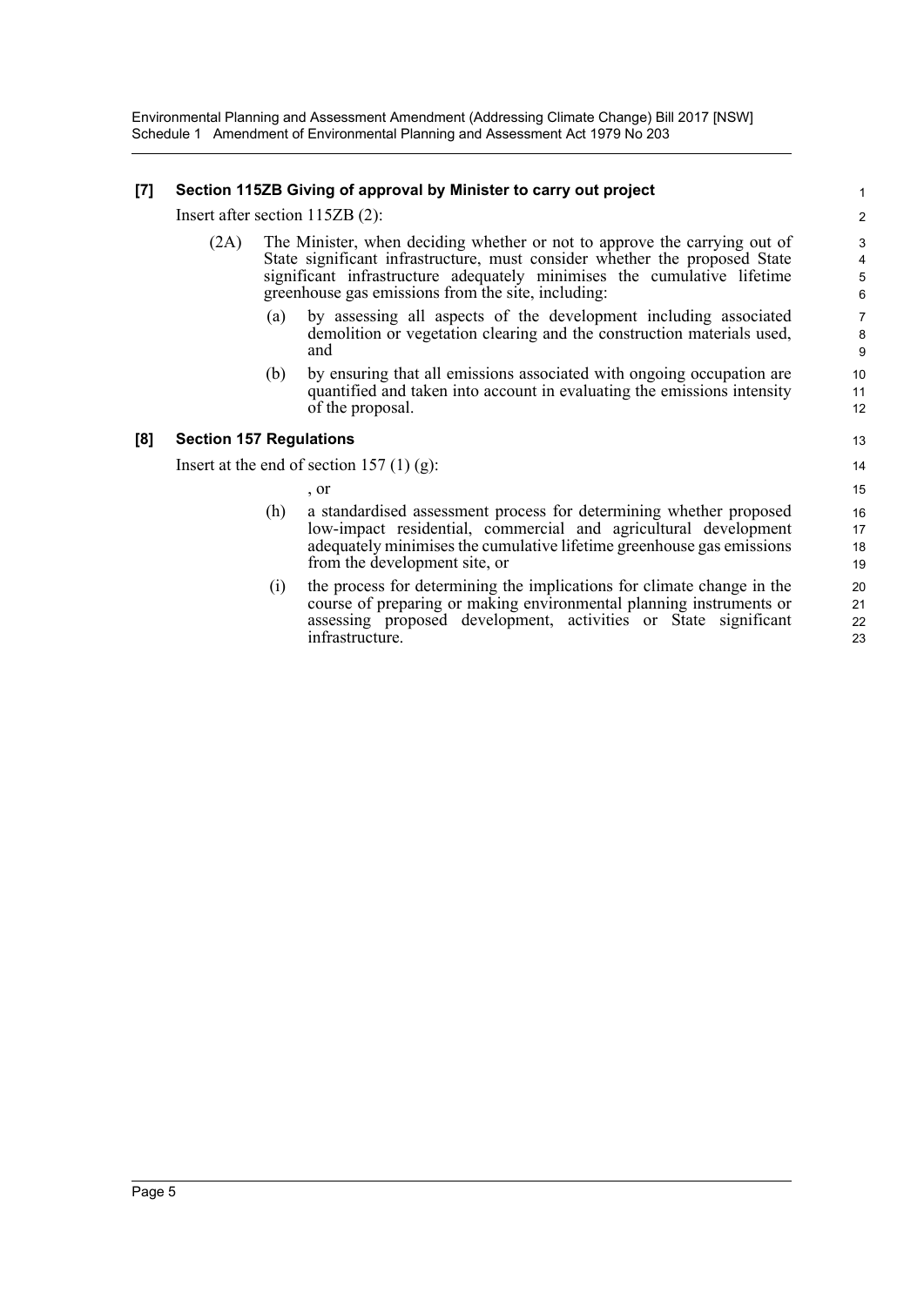**[7] Section 115ZB Giving of approval by Minister to carry out project**

Insert after section 115ZB (2):

(2A) The Minister, when deciding whether or not to approve the carrying out of State significant infrastructure, must consider whether the proposed State significant infrastructure adequately minimises the cumulative lifetime greenhouse gas emissions from the site, including:

(a) by assessing all aspects of the development including associated demolition or vegetation clearing and the construction materials used, and

(b) by ensuring that all emissions associated with ongoing occupation are quantified and taken into account in evaluating the emissions intensity of the proposal.

**[8] Section 157 Regulations**

Insert at the end of section 157 (1) (g):

, or

(h) a standardised assessment process for determining whether proposed low-impact residential, commercial and agricultural development adequately minimises the cumulative lifetime greenhouse gas emissions from the development site, or

(i) the process for determining the implications for climate change in the course of preparing or making environmental planning instruments or assessing proposed development, activities or State significant infrastructure.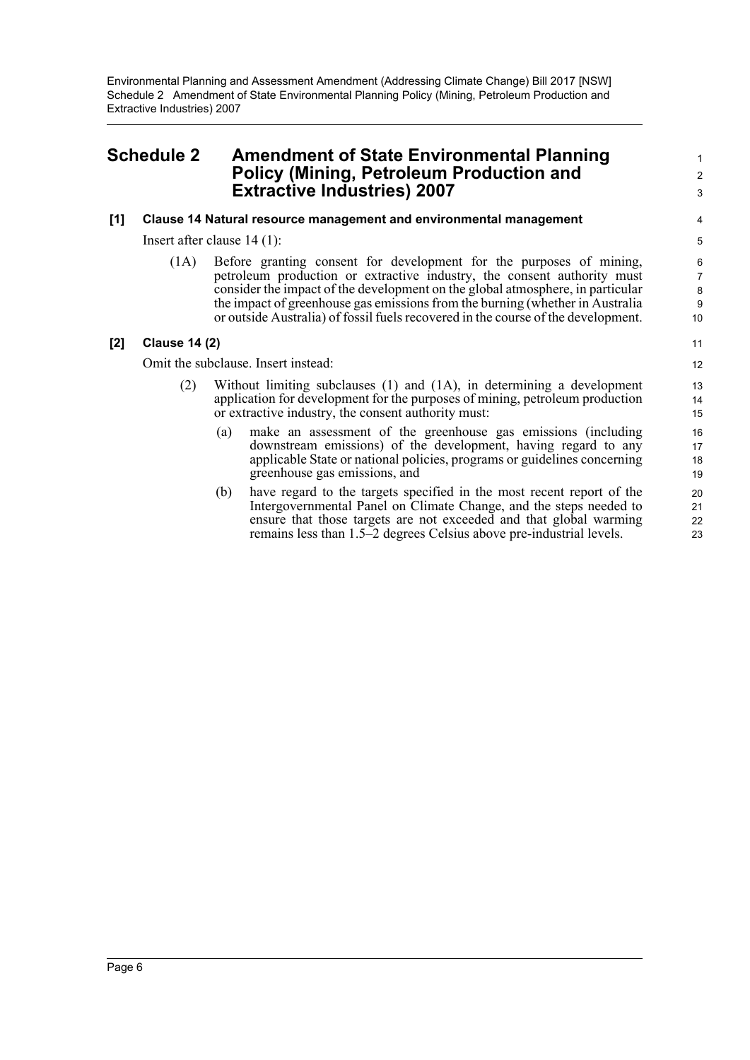## Schedule 2 Amendment of State Environmental Planning Policy (Mining, Petroleum Production and Extractive Industries) 2007

**[1] Clause 14 Natural resource management and environmental management**

Insert after clause 14 (1):

(1A) Before granting consent for development for the purposes of mining, petroleum production or extractive industry, the consent authority must consider the impact of the development on the global atmosphere, in particular the impact of greenhouse gas emissions from the burning (whether in Australia or outside Australia) of fossil fuels recovered in the course of the development.

**[2] Clause 14 (2)**

Omit the subclause. Insert instead:

(2) Without limiting subclauses (1) and (1A), in determining a development application for development for the purposes of mining, petroleum production or extractive industry, the consent authority must:

(a) make an assessment of the greenhouse gas emissions (including downstream emissions) of the development, having regard to any applicable State or national policies, programs or guidelines concerning greenhouse gas emissions, and

(b) have regard to the targets specified in the most recent report of the Intergovernmental Panel on Climate Change, and the steps needed to ensure that those targets are not exceeded and that global warming remains less than 1.5–2 degrees Celsius above pre-industrial levels.